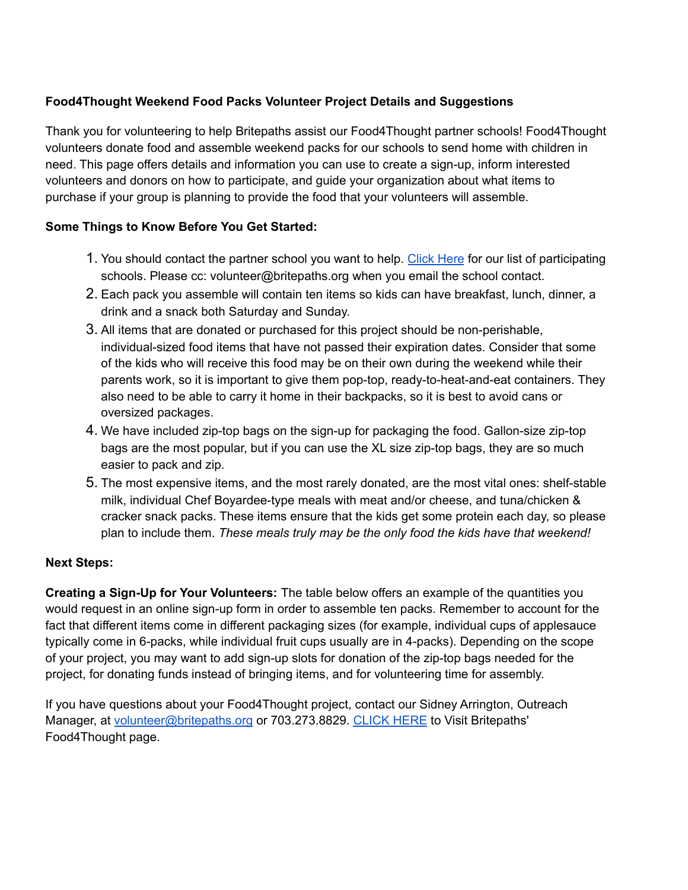**Food4Thought Weekend Food Packs Volunteer Project Details and Suggestions**

Thank you for volunteering to help Britepaths assist our Food4Thought partner schools! Food4Thought volunteers donate food and assemble weekend packs for our schools to send home with children in need. This page offers details and information you can use to create a sign-up, inform interested volunteers and donors on how to participate, and guide your organization about what items to purchase if your group is planning to provide the food that your volunteers will assemble.

**Some Things to Know Before You Get Started:**

1. You should contact the partner school you want to help. [Click Here]() for our list of participating schools. Please cc: volunteer@britepaths.org when you email the school contact.
2. Each pack you assemble will contain ten items so kids can have breakfast, lunch, dinner, a drink and a snack both Saturday and Sunday.
3. All items that are donated or purchased for this project should be non-perishable, individual-sized food items that have not passed their expiration dates. Consider that some of the kids who will receive this food may be on their own during the weekend while their parents work, so it is important to give them pop-top, ready-to-heat-and-eat containers. They also need to be able to carry it home in their backpacks, so it is best to avoid cans or oversized packages.
4. We have included zip-top bags on the sign-up for packaging the food. Gallon-size zip-top bags are the most popular, but if you can use the XL size zip-top bags, they are so much easier to pack and zip.
5. The most expensive items, and the most rarely donated, are the most vital ones: shelf-stable milk, individual Chef Boyardee-type meals with meat and/or cheese, and tuna/chicken & cracker snack packs. These items ensure that the kids get some protein each day, so please plan to include them. *These meals truly may be the only food the kids have that weekend!*

**Next Steps:**

**Creating a Sign-Up for Your Volunteers:** The table below offers an example of the quantities you would request in an online sign-up form in order to assemble ten packs. Remember to account for the fact that different items come in different packaging sizes (for example, individual cups of applesauce typically come in 6-packs, while individual fruit cups usually are in 4-packs). Depending on the scope of your project, you may want to add sign-up slots for donation of the zip-top bags needed for the project, for donating funds instead of bringing items, and for volunteering time for assembly.

If you have questions about your Food4Thought project, contact our Sidney Arrington, Outreach Manager, at [volunteer@britepaths.org](mailto:volunteer@britepaths.org) or 703.273.8829. [CLICK HERE]() to Visit Britepaths' Food4Thought page.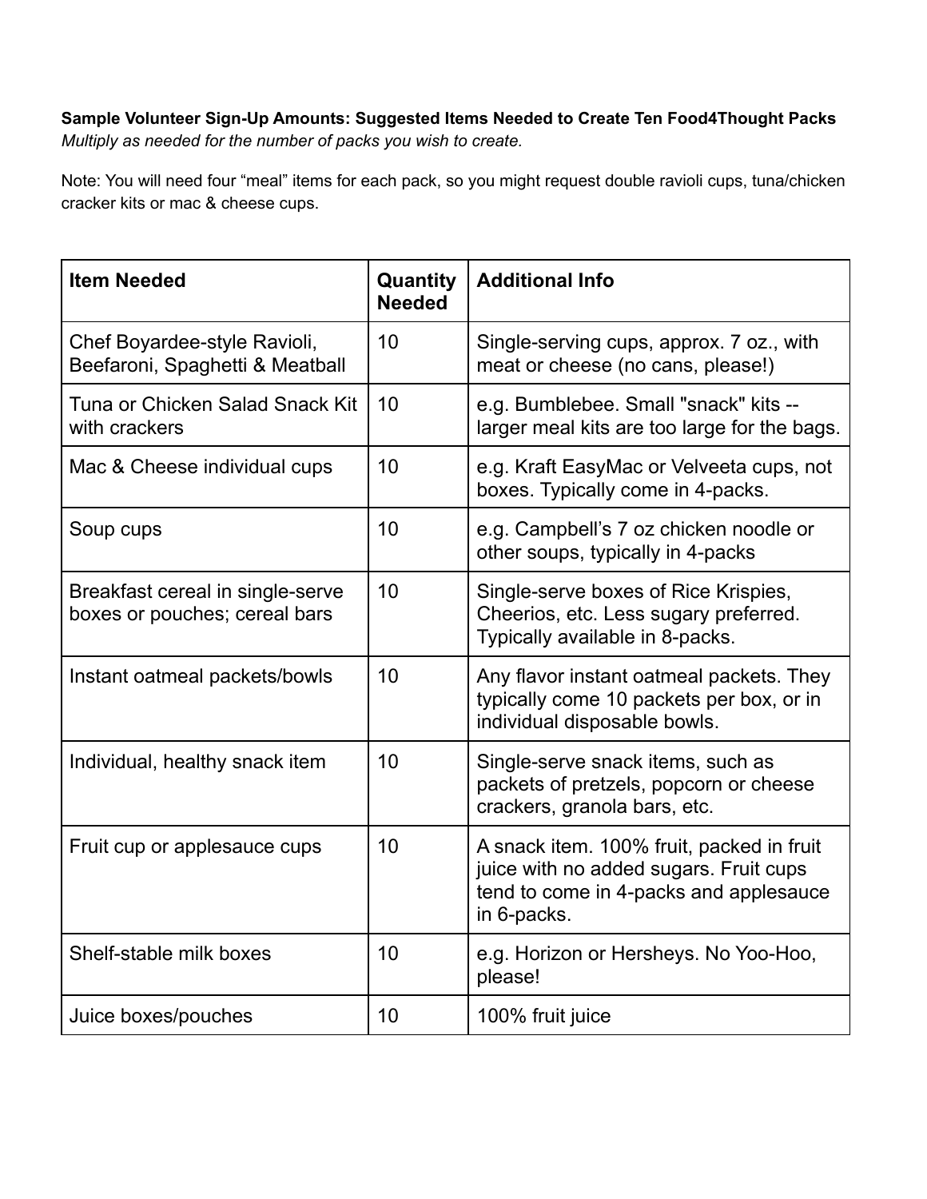**Sample Volunteer Sign-Up Amounts: Suggested Items Needed to Create Ten Food4Thought Packs**

*Multiply as needed for the number of packs you wish to create.*

Note: You will need four "meal" items for each pack, so you might request double ravioli cups, tuna/chicken cracker kits or mac & cheese cups.

| Item Needed | Quantity Needed | Additional Info |
|---|---|---|
| Chef Boyardee-style Ravioli, Beefaroni, Spaghetti & Meatball | 10 | Single-serving cups, approx. 7 oz., with meat or cheese (no cans, please!) |
| Tuna or Chicken Salad Snack Kit with crackers | 10 | e.g. Bumblebee. Small "snack" kits -- larger meal kits are too large for the bags. |
| Mac & Cheese individual cups | 10 | e.g. Kraft EasyMac or Velveeta cups, not boxes. Typically come in 4-packs. |
| Soup cups | 10 | e.g. Campbell's 7 oz chicken noodle or other soups, typically in 4-packs |
| Breakfast cereal in single-serve boxes or pouches; cereal bars | 10 | Single-serve boxes of Rice Krispies, Cheerios, etc. Less sugary preferred. Typically available in 8-packs. |
| Instant oatmeal packets/bowls | 10 | Any flavor instant oatmeal packets. They typically come 10 packets per box, or in individual disposable bowls. |
| Individual, healthy snack item | 10 | Single-serve snack items, such as packets of pretzels, popcorn or cheese crackers, granola bars, etc. |
| Fruit cup or applesauce cups | 10 | A snack item. 100% fruit, packed in fruit juice with no added sugars. Fruit cups tend to come in 4-packs and applesauce in 6-packs. |
| Shelf-stable milk boxes | 10 | e.g. Horizon or Hersheys. No Yoo-Hoo, please! |
| Juice boxes/pouches | 10 | 100% fruit juice |